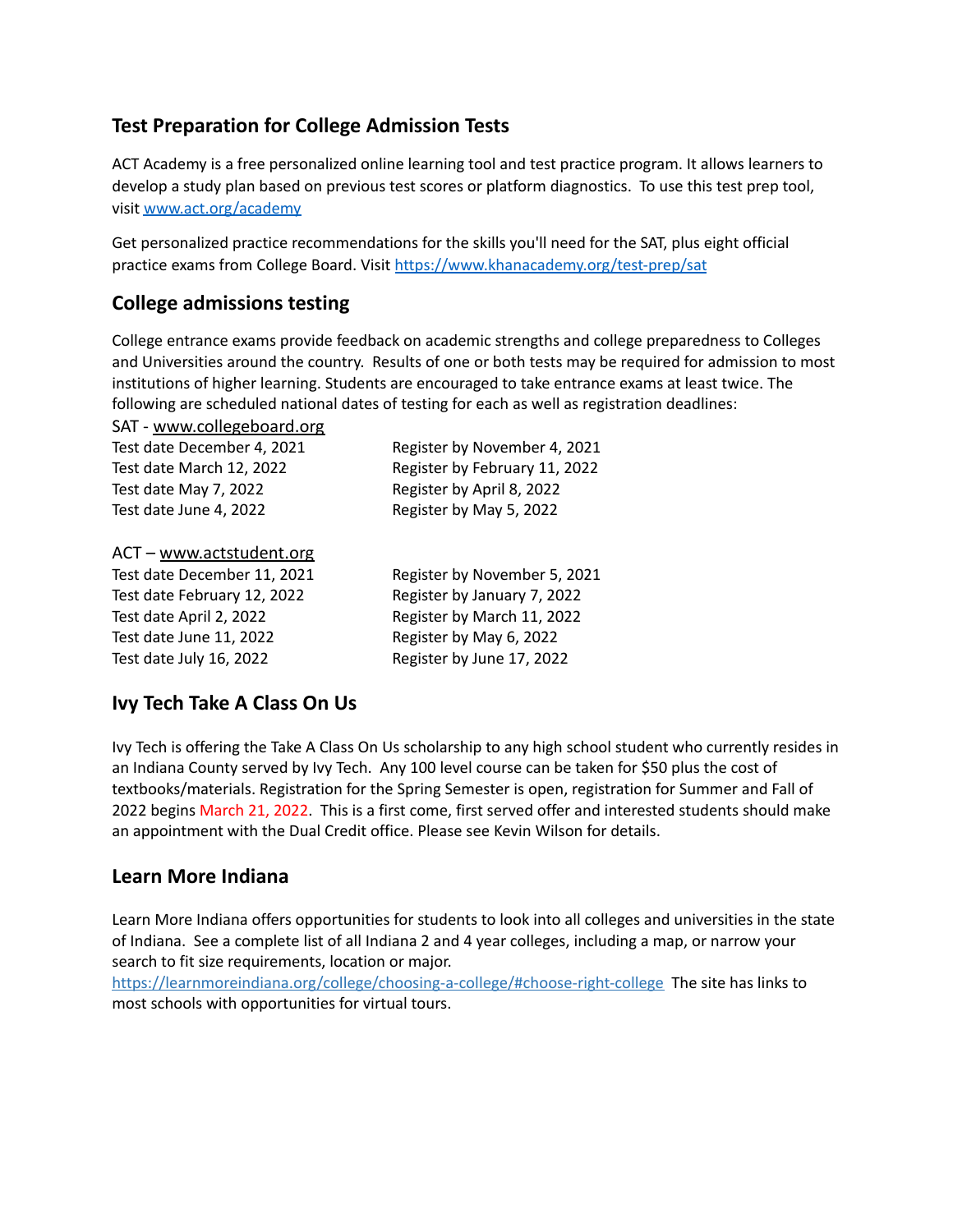## Test Preparation for College Admission Tests

ACT Academy is a free personalized online learning tool and test practice program. It allows learners to develop a study plan based on previous test scores or platform diagnostics. To use this test prep tool, visit www.act.org/academy

Get personalized practice recommendations for the skills you'll need for the SAT, plus eight official practice exams from College Board. Visit https://www.khanacademy.org/test-prep/sat

## College admissions testing

College entrance exams provide feedback on academic strengths and college preparedness to Colleges and Universities around the country. Results of one or both tests may be required for admission to most institutions of higher learning. Students are encouraged to take entrance exams at least twice. The following are scheduled national dates of testing for each as well as registration deadlines:

SAT - www.collegeboard.org

| | |
|---|---|
| Test date December 4, 2021 | Register by November 4, 2021 |
| Test date March 12, 2022 | Register by February 11, 2022 |
| Test date May 7, 2022 | Register by April 8, 2022 |
| Test date June 4, 2022 | Register by May 5, 2022 |

ACT – www.actstudent.org

| | |
|---|---|
| Test date December 11, 2021 | Register by November 5, 2021 |
| Test date February 12, 2022 | Register by January 7, 2022 |
| Test date April 2, 2022 | Register by March 11, 2022 |
| Test date June 11, 2022 | Register by May 6, 2022 |
| Test date July 16, 2022 | Register by June 17, 2022 |

## Ivy Tech Take A Class On Us

Ivy Tech is offering the Take A Class On Us scholarship to any high school student who currently resides in an Indiana County served by Ivy Tech. Any 100 level course can be taken for $50 plus the cost of textbooks/materials. Registration for the Spring Semester is open, registration for Summer and Fall of 2022 begins March 21, 2022. This is a first come, first served offer and interested students should make an appointment with the Dual Credit office. Please see Kevin Wilson for details.

## Learn More Indiana

Learn More Indiana offers opportunities for students to look into all colleges and universities in the state of Indiana. See a complete list of all Indiana 2 and 4 year colleges, including a map, or narrow your search to fit size requirements, location or major.
https://learnmoreindiana.org/college/choosing-a-college/#choose-right-college The site has links to most schools with opportunities for virtual tours.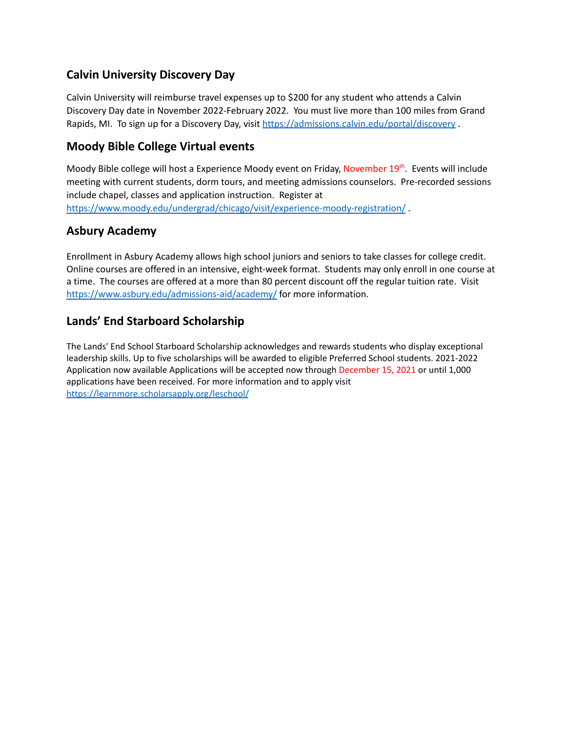## Calvin University Discovery Day

Calvin University will reimburse travel expenses up to $200 for any student who attends a Calvin Discovery Day date in November 2022-February 2022. You must live more than 100 miles from Grand Rapids, MI. To sign up for a Discovery Day, visit https://admissions.calvin.edu/portal/discovery .

## Moody Bible College Virtual events

Moody Bible college will host a Experience Moody event on Friday, November 19th. Events will include meeting with current students, dorm tours, and meeting admissions counselors. Pre-recorded sessions include chapel, classes and application instruction. Register at https://www.moody.edu/undergrad/chicago/visit/experience-moody-registration/ .

## Asbury Academy

Enrollment in Asbury Academy allows high school juniors and seniors to take classes for college credit. Online courses are offered in an intensive, eight-week format. Students may only enroll in one course at a time. The courses are offered at a more than 80 percent discount off the regular tuition rate. Visit https://www.asbury.edu/admissions-aid/academy/ for more information.

## Lands' End Starboard Scholarship

The Lands' End School Starboard Scholarship acknowledges and rewards students who display exceptional leadership skills. Up to five scholarships will be awarded to eligible Preferred School students. 2021-2022 Application now available Applications will be accepted now through December 15, 2021 or until 1,000 applications have been received. For more information and to apply visit https://learnmore.scholarsapply.org/leschool/